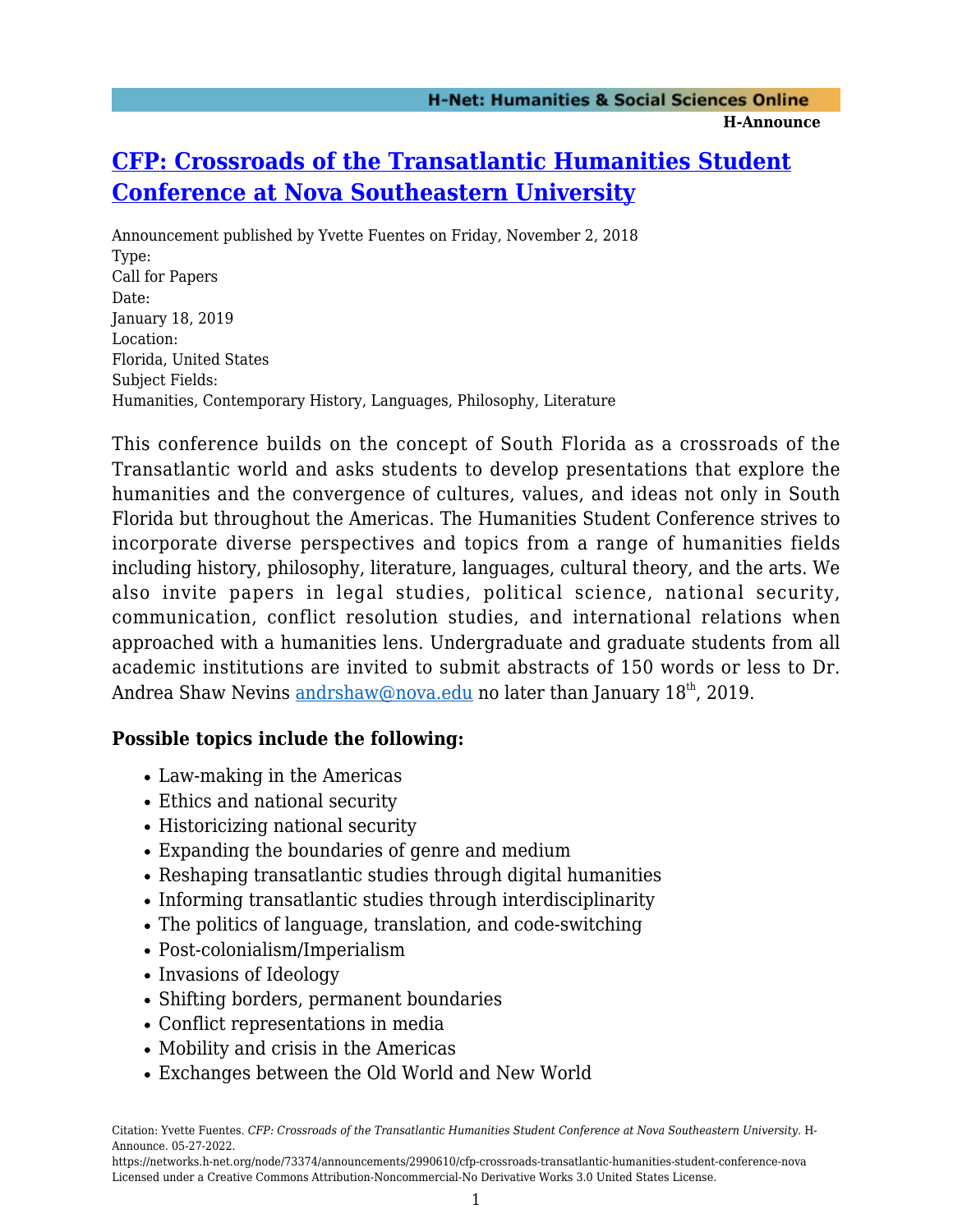# [CFP: Crossroads of the Transatlantic Humanities Student Conference at Nova Southeastern University](https://networks.h-net.org/node/73374/announcements/2990610/cfp-crossroads-transatlantic-humanities-student-conference-nova)

Announcement published by Yvette Fuentes on Friday, November 2, 2018

Type:
Call for Papers

Date:
January 18, 2019

Location:
Florida, United States

Subject Fields:
Humanities, Contemporary History, Languages, Philosophy, Literature

This conference builds on the concept of South Florida as a crossroads of the Transatlantic world and asks students to develop presentations that explore the humanities and the convergence of cultures, values, and ideas not only in South Florida but throughout the Americas. The Humanities Student Conference strives to incorporate diverse perspectives and topics from a range of humanities fields including history, philosophy, literature, languages, cultural theory, and the arts. We also invite papers in legal studies, political science, national security, communication, conflict resolution studies, and international relations when approached with a humanities lens. Undergraduate and graduate students from all academic institutions are invited to submit abstracts of 150 words or less to Dr. Andrea Shaw Nevins [andrshaw@nova.edu](mailto:andrshaw@nova.edu) no later than January 18th, 2019.

**Possible topics include the following:**

- Law-making in the Americas
- Ethics and national security
- Historicizing national security
- Expanding the boundaries of genre and medium
- Reshaping transatlantic studies through digital humanities
- Informing transatlantic studies through interdisciplinarity
- The politics of language, translation, and code-switching
- Post-colonialism/Imperialism
- Invasions of Ideology
- Shifting borders, permanent boundaries
- Conflict representations in media
- Mobility and crisis in the Americas
- Exchanges between the Old World and New World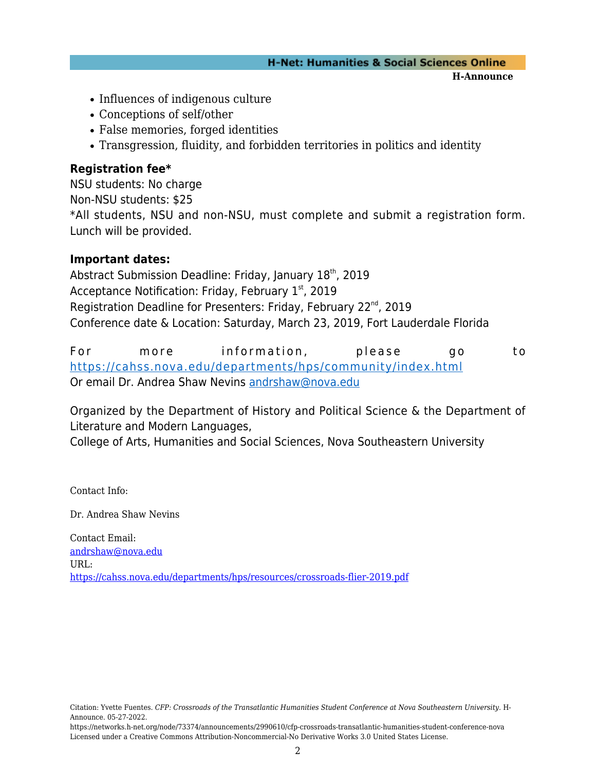- Influences of indigenous culture
- Conceptions of self/other
- False memories, forged identities
- Transgression, fluidity, and forbidden territories in politics and identity

**Registration fee***

NSU students: No charge

Non-NSU students: $25

*All students, NSU and non-NSU, must complete and submit a registration form. Lunch will be provided.

**Important dates:**

Abstract Submission Deadline: Friday, January 18th, 2019

Acceptance Notification: Friday, February 1st, 2019

Registration Deadline for Presenters: Friday, February 22nd, 2019

Conference date & Location: Saturday, March 23, 2019, Fort Lauderdale Florida

For more information, please go to https://cahss.nova.edu/departments/hps/community/index.html

Or email Dr. Andrea Shaw Nevins andrshaw@nova.edu

Organized by the Department of History and Political Science & the Department of Literature and Modern Languages,

College of Arts, Humanities and Social Sciences, Nova Southeastern University

Contact Info:

Dr. Andrea Shaw Nevins

Contact Email:

andrshaw@nova.edu

URL:

https://cahss.nova.edu/departments/hps/resources/crossroads-flier-2019.pdf